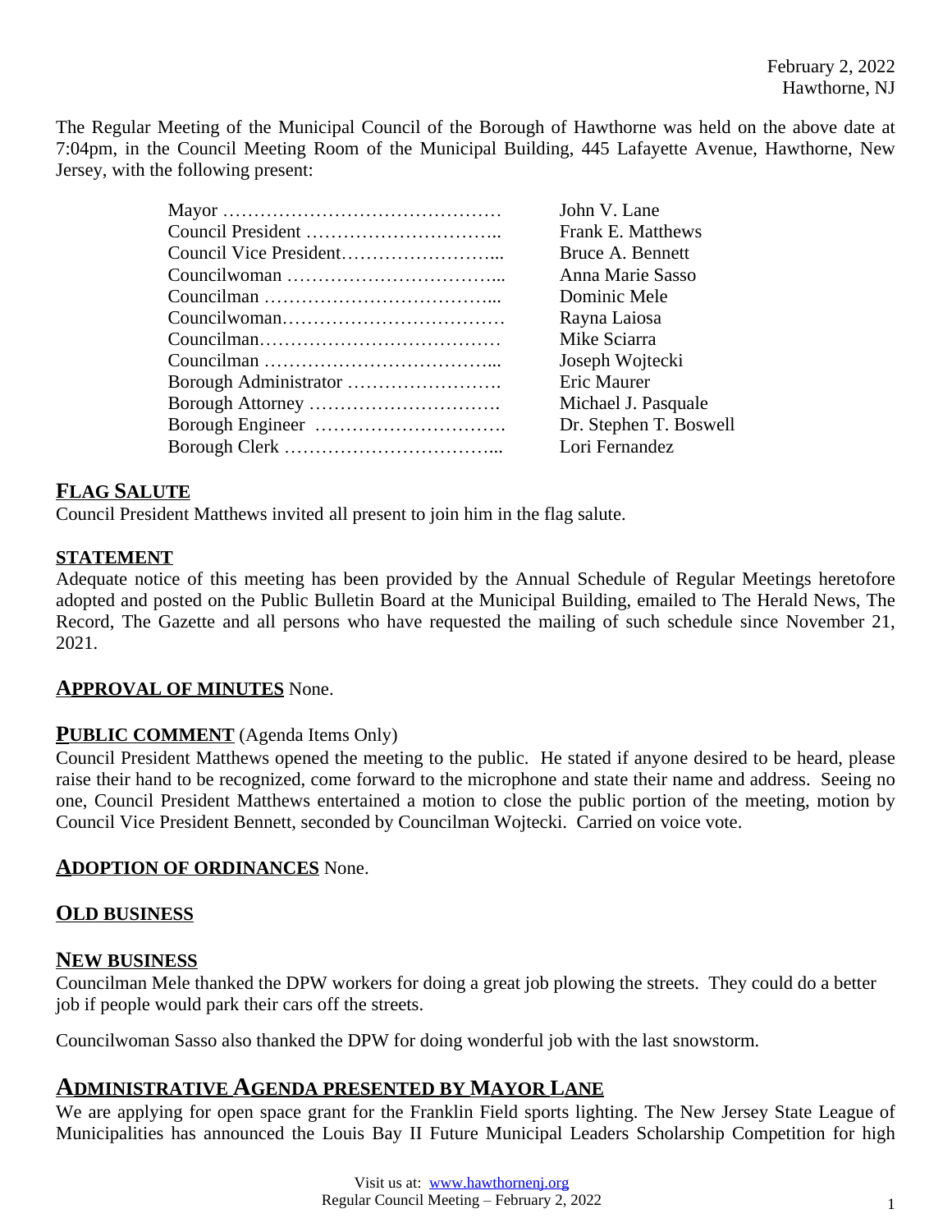February 2, 2022
Hawthorne, NJ

The Regular Meeting of the Municipal Council of the Borough of Hawthorne was held on the above date at 7:04pm, in the Council Meeting Room of the Municipal Building, 445 Lafayette Avenue, Hawthorne, New Jersey, with the following present:

| | |
|---|---|
| Mayor ……………………………………… | John V. Lane |
| Council President ………………………….. | Frank E. Matthews |
| Council Vice President……………………... | Bruce A. Bennett |
| Councilwoman ……………………………... | Anna Marie Sasso |
| Councilman ………………………………... | Dominic Mele |
| Councilwoman……………………………… | Rayna Laiosa |
| Councilman………………………………… | Mike Sciarra |
| Councilman ………………………………... | Joseph Wojtecki |
| Borough Administrator ……………………. | Eric Maurer |
| Borough Attorney …………………………. | Michael J. Pasquale |
| Borough Engineer …………………………. | Dr. Stephen T. Boswell |
| Borough Clerk ……………………………... | Lori Fernandez |

## FLAG SALUTE

Council President Matthews invited all present to join him in the flag salute.

## STATEMENT

Adequate notice of this meeting has been provided by the Annual Schedule of Regular Meetings heretofore adopted and posted on the Public Bulletin Board at the Municipal Building, emailed to The Herald News, The Record, The Gazette and all persons who have requested the mailing of such schedule since November 21, 2021.

## APPROVAL OF MINUTES None.

## PUBLIC COMMENT (Agenda Items Only)

Council President Matthews opened the meeting to the public. He stated if anyone desired to be heard, please raise their hand to be recognized, come forward to the microphone and state their name and address. Seeing no one, Council President Matthews entertained a motion to close the public portion of the meeting, motion by Council Vice President Bennett, seconded by Councilman Wojtecki. Carried on voice vote.

## ADOPTION OF ORDINANCES None.

## OLD BUSINESS

## NEW BUSINESS

Councilman Mele thanked the DPW workers for doing a great job plowing the streets. They could do a better job if people would park their cars off the streets.

Councilwoman Sasso also thanked the DPW for doing wonderful job with the last snowstorm.

## ADMINISTRATIVE AGENDA PRESENTED BY MAYOR LANE

We are applying for open space grant for the Franklin Field sports lighting. The New Jersey State League of Municipalities has announced the Louis Bay II Future Municipal Leaders Scholarship Competition for high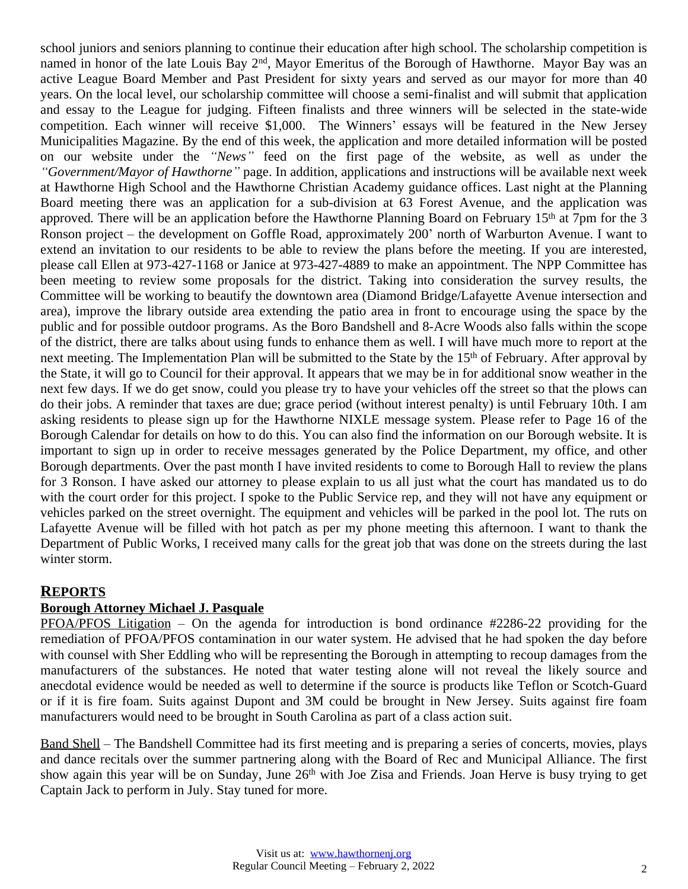school juniors and seniors planning to continue their education after high school. The scholarship competition is named in honor of the late Louis Bay 2nd, Mayor Emeritus of the Borough of Hawthorne. Mayor Bay was an active League Board Member and Past President for sixty years and served as our mayor for more than 40 years. On the local level, our scholarship committee will choose a semi-finalist and will submit that application and essay to the League for judging. Fifteen finalists and three winners will be selected in the state-wide competition. Each winner will receive $1,000. The Winners' essays will be featured in the New Jersey Municipalities Magazine. By the end of this week, the application and more detailed information will be posted on our website under the *"News"* feed on the first page of the website, as well as under the *"Government/Mayor of Hawthorne"* page. In addition, applications and instructions will be available next week at Hawthorne High School and the Hawthorne Christian Academy guidance offices. Last night at the Planning Board meeting there was an application for a sub-division at 63 Forest Avenue, and the application was approved*.* There will be an application before the Hawthorne Planning Board on February 15th at 7pm for the 3 Ronson project – the development on Goffle Road, approximately 200' north of Warburton Avenue. I want to extend an invitation to our residents to be able to review the plans before the meeting. If you are interested, please call Ellen at 973-427-1168 or Janice at 973-427-4889 to make an appointment. The NPP Committee has been meeting to review some proposals for the district. Taking into consideration the survey results, the Committee will be working to beautify the downtown area (Diamond Bridge/Lafayette Avenue intersection and area), improve the library outside area extending the patio area in front to encourage using the space by the public and for possible outdoor programs. As the Boro Bandshell and 8-Acre Woods also falls within the scope of the district, there are talks about using funds to enhance them as well. I will have much more to report at the next meeting. The Implementation Plan will be submitted to the State by the 15th of February. After approval by the State, it will go to Council for their approval. It appears that we may be in for additional snow weather in the next few days. If we do get snow, could you please try to have your vehicles off the street so that the plows can do their jobs. A reminder that taxes are due; grace period (without interest penalty) is until February 10th. I am asking residents to please sign up for the Hawthorne NIXLE message system. Please refer to Page 16 of the Borough Calendar for details on how to do this. You can also find the information on our Borough website. It is important to sign up in order to receive messages generated by the Police Department, my office, and other Borough departments. Over the past month I have invited residents to come to Borough Hall to review the plans for 3 Ronson. I have asked our attorney to please explain to us all just what the court has mandated us to do with the court order for this project. I spoke to the Public Service rep, and they will not have any equipment or vehicles parked on the street overnight. The equipment and vehicles will be parked in the pool lot. The ruts on Lafayette Avenue will be filled with hot patch as per my phone meeting this afternoon. I want to thank the Department of Public Works, I received many calls for the great job that was done on the streets during the last winter storm.

## REPORTS

### Borough Attorney Michael J. Pasquale

PFOA/PFOS Litigation – On the agenda for introduction is bond ordinance #2286-22 providing for the remediation of PFOA/PFOS contamination in our water system. He advised that he had spoken the day before with counsel with Sher Eddling who will be representing the Borough in attempting to recoup damages from the manufacturers of the substances. He noted that water testing alone will not reveal the likely source and anecdotal evidence would be needed as well to determine if the source is products like Teflon or Scotch-Guard or if it is fire foam. Suits against Dupont and 3M could be brought in New Jersey. Suits against fire foam manufacturers would need to be brought in South Carolina as part of a class action suit.

Band Shell – The Bandshell Committee had its first meeting and is preparing a series of concerts, movies, plays and dance recitals over the summer partnering along with the Board of Rec and Municipal Alliance. The first show again this year will be on Sunday, June 26th with Joe Zisa and Friends. Joan Herve is busy trying to get Captain Jack to perform in July. Stay tuned for more.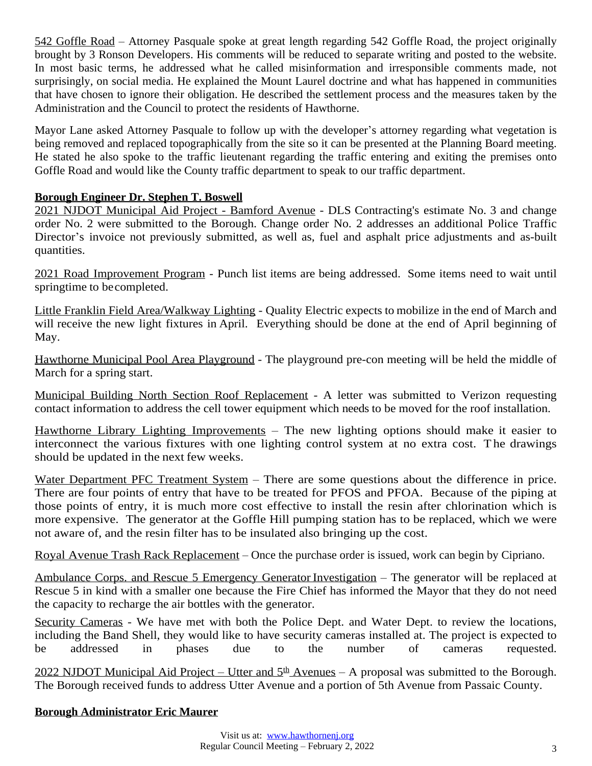542 Goffle Road – Attorney Pasquale spoke at great length regarding 542 Goffle Road, the project originally brought by 3 Ronson Developers. His comments will be reduced to separate writing and posted to the website. In most basic terms, he addressed what he called misinformation and irresponsible comments made, not surprisingly, on social media. He explained the Mount Laurel doctrine and what has happened in communities that have chosen to ignore their obligation. He described the settlement process and the measures taken by the Administration and the Council to protect the residents of Hawthorne.

Mayor Lane asked Attorney Pasquale to follow up with the developer's attorney regarding what vegetation is being removed and replaced topographically from the site so it can be presented at the Planning Board meeting. He stated he also spoke to the traffic lieutenant regarding the traffic entering and exiting the premises onto Goffle Road and would like the County traffic department to speak to our traffic department.

**Borough Engineer Dr. Stephen T. Boswell**

2021 NJDOT Municipal Aid Project - Bamford Avenue - DLS Contracting's estimate No. 3 and change order No. 2 were submitted to the Borough. Change order No. 2 addresses an additional Police Traffic Director's invoice not previously submitted, as well as, fuel and asphalt price adjustments and as-built quantities.

2021 Road Improvement Program - Punch list items are being addressed. Some items need to wait until springtime to be completed.

Little Franklin Field Area/Walkway Lighting - Quality Electric expects to mobilize in the end of March and will receive the new light fixtures in April. Everything should be done at the end of April beginning of May.

Hawthorne Municipal Pool Area Playground - The playground pre-con meeting will be held the middle of March for a spring start.

Municipal Building North Section Roof Replacement - A letter was submitted to Verizon requesting contact information to address the cell tower equipment which needs to be moved for the roof installation.

Hawthorne Library Lighting Improvements – The new lighting options should make it easier to interconnect the various fixtures with one lighting control system at no extra cost. The drawings should be updated in the next few weeks.

Water Department PFC Treatment System – There are some questions about the difference in price. There are four points of entry that have to be treated for PFOS and PFOA. Because of the piping at those points of entry, it is much more cost effective to install the resin after chlorination which is more expensive. The generator at the Goffle Hill pumping station has to be replaced, which we were not aware of, and the resin filter has to be insulated also bringing up the cost.

Royal Avenue Trash Rack Replacement – Once the purchase order is issued, work can begin by Cipriano.

Ambulance Corps. and Rescue 5 Emergency Generator Investigation – The generator will be replaced at Rescue 5 in kind with a smaller one because the Fire Chief has informed the Mayor that they do not need the capacity to recharge the air bottles with the generator.

Security Cameras - We have met with both the Police Dept. and Water Dept. to review the locations, including the Band Shell, they would like to have security cameras installed at. The project is expected to be addressed in phases due to the number of cameras requested.

2022 NJDOT Municipal Aid Project – Utter and 5th Avenues – A proposal was submitted to the Borough. The Borough received funds to address Utter Avenue and a portion of 5th Avenue from Passaic County.

**Borough Administrator Eric Maurer**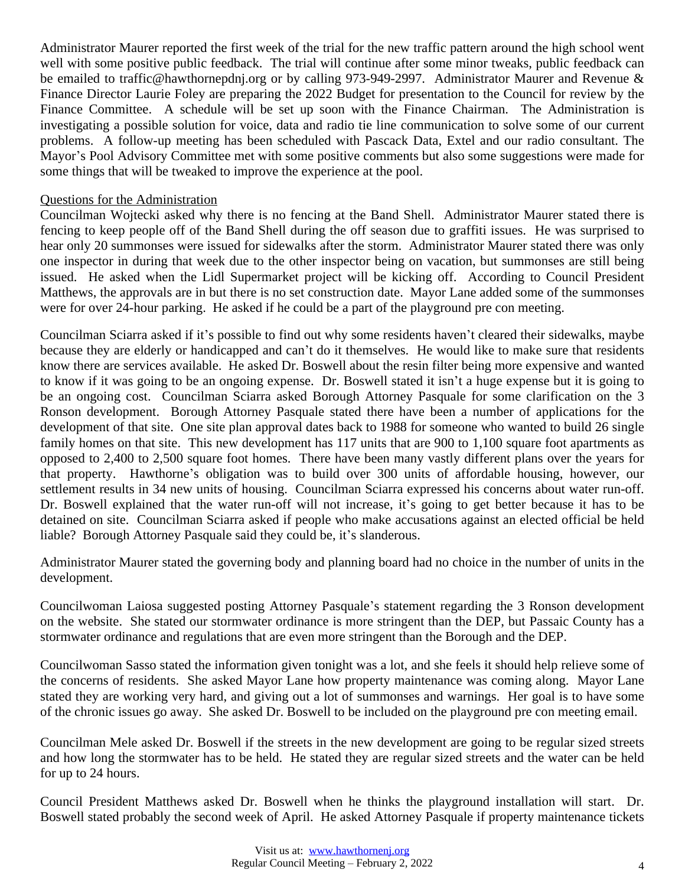Administrator Maurer reported the first week of the trial for the new traffic pattern around the high school went well with some positive public feedback. The trial will continue after some minor tweaks, public feedback can be emailed to traffic@hawthornepdnj.org or by calling 973-949-2997. Administrator Maurer and Revenue & Finance Director Laurie Foley are preparing the 2022 Budget for presentation to the Council for review by the Finance Committee. A schedule will be set up soon with the Finance Chairman. The Administration is investigating a possible solution for voice, data and radio tie line communication to solve some of our current problems. A follow-up meeting has been scheduled with Pascack Data, Extel and our radio consultant. The Mayor's Pool Advisory Committee met with some positive comments but also some suggestions were made for some things that will be tweaked to improve the experience at the pool.

Questions for the Administration

Councilman Wojtecki asked why there is no fencing at the Band Shell. Administrator Maurer stated there is fencing to keep people off of the Band Shell during the off season due to graffiti issues. He was surprised to hear only 20 summonses were issued for sidewalks after the storm. Administrator Maurer stated there was only one inspector in during that week due to the other inspector being on vacation, but summonses are still being issued. He asked when the Lidl Supermarket project will be kicking off. According to Council President Matthews, the approvals are in but there is no set construction date. Mayor Lane added some of the summonses were for over 24-hour parking. He asked if he could be a part of the playground pre con meeting.

Councilman Sciarra asked if it's possible to find out why some residents haven't cleared their sidewalks, maybe because they are elderly or handicapped and can't do it themselves. He would like to make sure that residents know there are services available. He asked Dr. Boswell about the resin filter being more expensive and wanted to know if it was going to be an ongoing expense. Dr. Boswell stated it isn't a huge expense but it is going to be an ongoing cost. Councilman Sciarra asked Borough Attorney Pasquale for some clarification on the 3 Ronson development. Borough Attorney Pasquale stated there have been a number of applications for the development of that site. One site plan approval dates back to 1988 for someone who wanted to build 26 single family homes on that site. This new development has 117 units that are 900 to 1,100 square foot apartments as opposed to 2,400 to 2,500 square foot homes. There have been many vastly different plans over the years for that property. Hawthorne's obligation was to build over 300 units of affordable housing, however, our settlement results in 34 new units of housing. Councilman Sciarra expressed his concerns about water run-off. Dr. Boswell explained that the water run-off will not increase, it's going to get better because it has to be detained on site. Councilman Sciarra asked if people who make accusations against an elected official be held liable? Borough Attorney Pasquale said they could be, it's slanderous.

Administrator Maurer stated the governing body and planning board had no choice in the number of units in the development.

Councilwoman Laiosa suggested posting Attorney Pasquale's statement regarding the 3 Ronson development on the website. She stated our stormwater ordinance is more stringent than the DEP, but Passaic County has a stormwater ordinance and regulations that are even more stringent than the Borough and the DEP.

Councilwoman Sasso stated the information given tonight was a lot, and she feels it should help relieve some of the concerns of residents. She asked Mayor Lane how property maintenance was coming along. Mayor Lane stated they are working very hard, and giving out a lot of summonses and warnings. Her goal is to have some of the chronic issues go away. She asked Dr. Boswell to be included on the playground pre con meeting email.

Councilman Mele asked Dr. Boswell if the streets in the new development are going to be regular sized streets and how long the stormwater has to be held. He stated they are regular sized streets and the water can be held for up to 24 hours.

Council President Matthews asked Dr. Boswell when he thinks the playground installation will start. Dr. Boswell stated probably the second week of April. He asked Attorney Pasquale if property maintenance tickets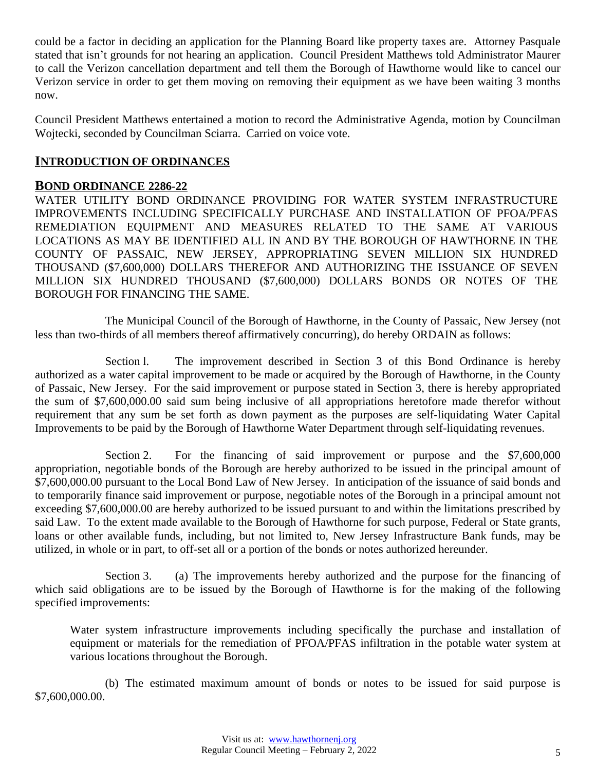could be a factor in deciding an application for the Planning Board like property taxes are. Attorney Pasquale stated that isn't grounds for not hearing an application. Council President Matthews told Administrator Maurer to call the Verizon cancellation department and tell them the Borough of Hawthorne would like to cancel our Verizon service in order to get them moving on removing their equipment as we have been waiting 3 months now.

Council President Matthews entertained a motion to record the Administrative Agenda, motion by Councilman Wojtecki, seconded by Councilman Sciarra. Carried on voice vote.

## INTRODUCTION OF ORDINANCES

### BOND ORDINANCE 2286-22

WATER UTILITY BOND ORDINANCE PROVIDING FOR WATER SYSTEM INFRASTRUCTURE IMPROVEMENTS INCLUDING SPECIFICALLY PURCHASE AND INSTALLATION OF PFOA/PFAS REMEDIATION EQUIPMENT AND MEASURES RELATED TO THE SAME AT VARIOUS LOCATIONS AS MAY BE IDENTIFIED ALL IN AND BY THE BOROUGH OF HAWTHORNE IN THE COUNTY OF PASSAIC, NEW JERSEY, APPROPRIATING SEVEN MILLION SIX HUNDRED THOUSAND ($7,600,000) DOLLARS THEREFOR AND AUTHORIZING THE ISSUANCE OF SEVEN MILLION SIX HUNDRED THOUSAND ($7,600,000) DOLLARS BONDS OR NOTES OF THE BOROUGH FOR FINANCING THE SAME.

The Municipal Council of the Borough of Hawthorne, in the County of Passaic, New Jersey (not less than two-thirds of all members thereof affirmatively concurring), do hereby ORDAIN as follows:

Section l. The improvement described in Section 3 of this Bond Ordinance is hereby authorized as a water capital improvement to be made or acquired by the Borough of Hawthorne, in the County of Passaic, New Jersey. For the said improvement or purpose stated in Section 3, there is hereby appropriated the sum of $7,600,000.00 said sum being inclusive of all appropriations heretofore made therefor without requirement that any sum be set forth as down payment as the purposes are self-liquidating Water Capital Improvements to be paid by the Borough of Hawthorne Water Department through self-liquidating revenues.

Section 2. For the financing of said improvement or purpose and the $7,600,000 appropriation, negotiable bonds of the Borough are hereby authorized to be issued in the principal amount of $7,600,000.00 pursuant to the Local Bond Law of New Jersey. In anticipation of the issuance of said bonds and to temporarily finance said improvement or purpose, negotiable notes of the Borough in a principal amount not exceeding $7,600,000.00 are hereby authorized to be issued pursuant to and within the limitations prescribed by said Law. To the extent made available to the Borough of Hawthorne for such purpose, Federal or State grants, loans or other available funds, including, but not limited to, New Jersey Infrastructure Bank funds, may be utilized, in whole or in part, to off-set all or a portion of the bonds or notes authorized hereunder.

Section 3. (a) The improvements hereby authorized and the purpose for the financing of which said obligations are to be issued by the Borough of Hawthorne is for the making of the following specified improvements:

> Water system infrastructure improvements including specifically the purchase and installation of equipment or materials for the remediation of PFOA/PFAS infiltration in the potable water system at various locations throughout the Borough.

(b) The estimated maximum amount of bonds or notes to be issued for said purpose is $7,600,000.00.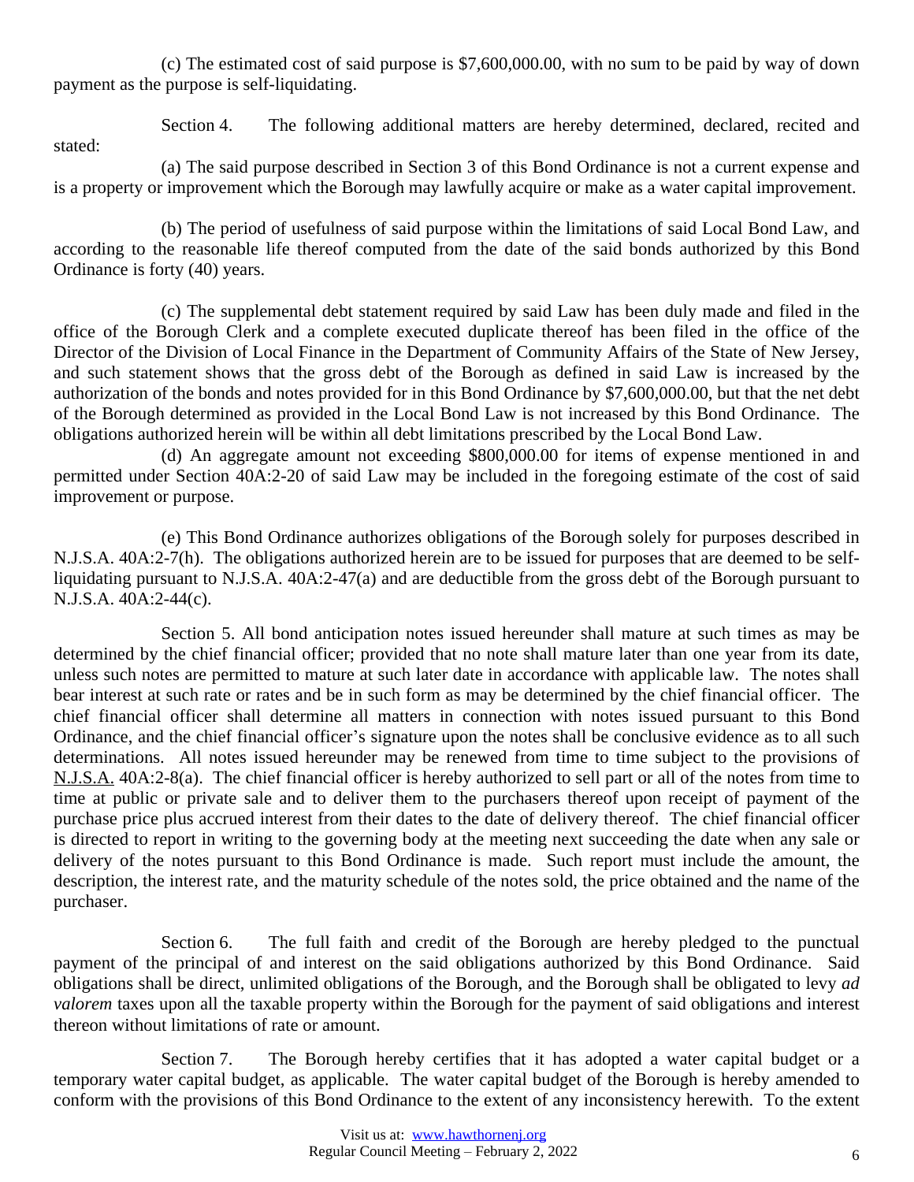(c) The estimated cost of said purpose is $7,600,000.00, with no sum to be paid by way of down payment as the purpose is self-liquidating.

Section 4. The following additional matters are hereby determined, declared, recited and stated:

(a) The said purpose described in Section 3 of this Bond Ordinance is not a current expense and is a property or improvement which the Borough may lawfully acquire or make as a water capital improvement.

(b) The period of usefulness of said purpose within the limitations of said Local Bond Law, and according to the reasonable life thereof computed from the date of the said bonds authorized by this Bond Ordinance is forty (40) years.

(c) The supplemental debt statement required by said Law has been duly made and filed in the office of the Borough Clerk and a complete executed duplicate thereof has been filed in the office of the Director of the Division of Local Finance in the Department of Community Affairs of the State of New Jersey, and such statement shows that the gross debt of the Borough as defined in said Law is increased by the authorization of the bonds and notes provided for in this Bond Ordinance by $7,600,000.00, but that the net debt of the Borough determined as provided in the Local Bond Law is not increased by this Bond Ordinance. The obligations authorized herein will be within all debt limitations prescribed by the Local Bond Law.

(d) An aggregate amount not exceeding $800,000.00 for items of expense mentioned in and permitted under Section 40A:2-20 of said Law may be included in the foregoing estimate of the cost of said improvement or purpose.

(e) This Bond Ordinance authorizes obligations of the Borough solely for purposes described in N.J.S.A. 40A:2-7(h). The obligations authorized herein are to be issued for purposes that are deemed to be self-liquidating pursuant to N.J.S.A. 40A:2-47(a) and are deductible from the gross debt of the Borough pursuant to N.J.S.A. 40A:2-44(c).

Section 5. All bond anticipation notes issued hereunder shall mature at such times as may be determined by the chief financial officer; provided that no note shall mature later than one year from its date, unless such notes are permitted to mature at such later date in accordance with applicable law. The notes shall bear interest at such rate or rates and be in such form as may be determined by the chief financial officer. The chief financial officer shall determine all matters in connection with notes issued pursuant to this Bond Ordinance, and the chief financial officer's signature upon the notes shall be conclusive evidence as to all such determinations. All notes issued hereunder may be renewed from time to time subject to the provisions of N.J.S.A. 40A:2-8(a). The chief financial officer is hereby authorized to sell part or all of the notes from time to time at public or private sale and to deliver them to the purchasers thereof upon receipt of payment of the purchase price plus accrued interest from their dates to the date of delivery thereof. The chief financial officer is directed to report in writing to the governing body at the meeting next succeeding the date when any sale or delivery of the notes pursuant to this Bond Ordinance is made. Such report must include the amount, the description, the interest rate, and the maturity schedule of the notes sold, the price obtained and the name of the purchaser.

Section 6. The full faith and credit of the Borough are hereby pledged to the punctual payment of the principal of and interest on the said obligations authorized by this Bond Ordinance. Said obligations shall be direct, unlimited obligations of the Borough, and the Borough shall be obligated to levy *ad valorem* taxes upon all the taxable property within the Borough for the payment of said obligations and interest thereon without limitations of rate or amount.

Section 7. The Borough hereby certifies that it has adopted a water capital budget or a temporary water capital budget, as applicable. The water capital budget of the Borough is hereby amended to conform with the provisions of this Bond Ordinance to the extent of any inconsistency herewith. To the extent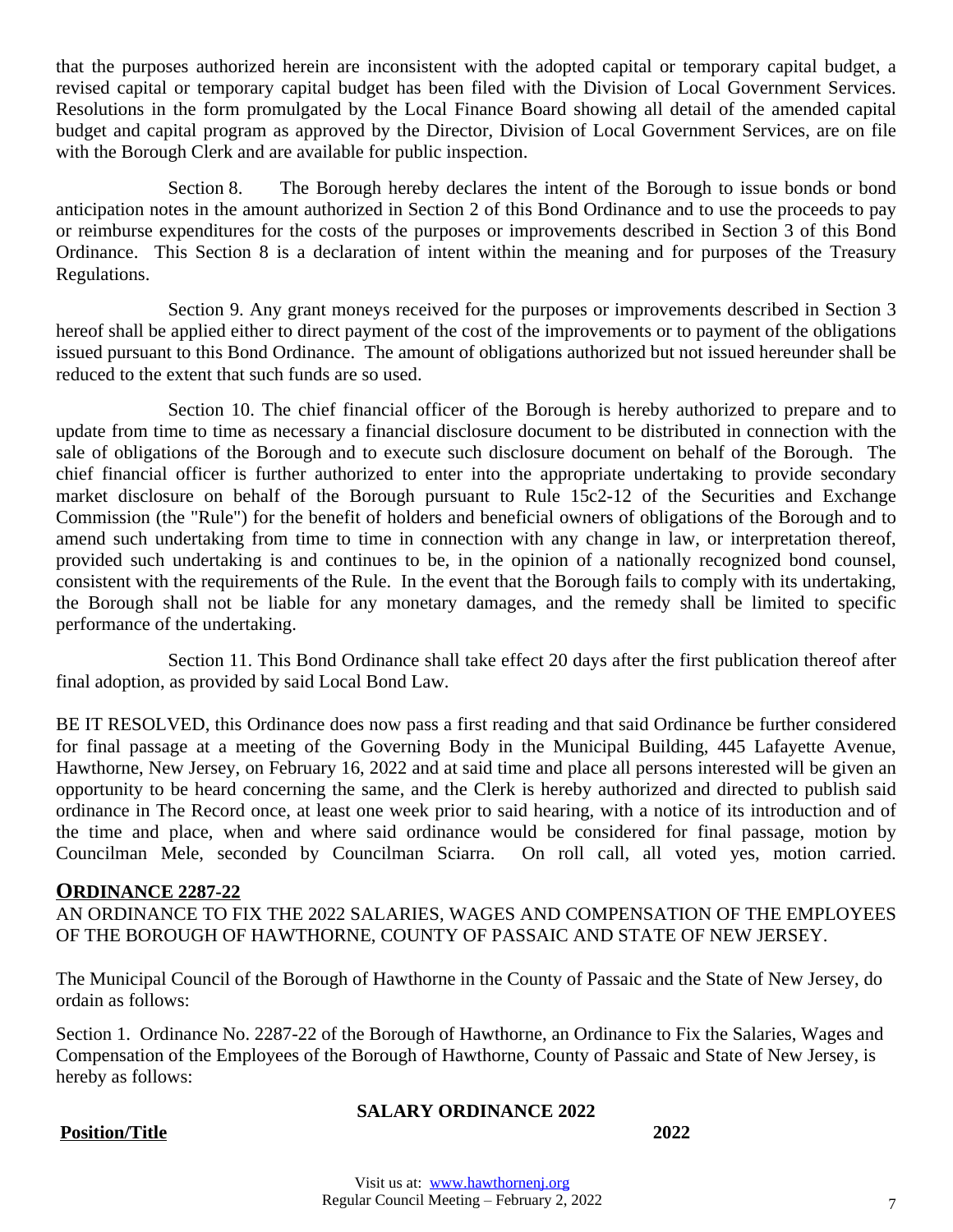that the purposes authorized herein are inconsistent with the adopted capital or temporary capital budget, a revised capital or temporary capital budget has been filed with the Division of Local Government Services. Resolutions in the form promulgated by the Local Finance Board showing all detail of the amended capital budget and capital program as approved by the Director, Division of Local Government Services, are on file with the Borough Clerk and are available for public inspection.

Section 8. The Borough hereby declares the intent of the Borough to issue bonds or bond anticipation notes in the amount authorized in Section 2 of this Bond Ordinance and to use the proceeds to pay or reimburse expenditures for the costs of the purposes or improvements described in Section 3 of this Bond Ordinance. This Section 8 is a declaration of intent within the meaning and for purposes of the Treasury Regulations.

Section 9. Any grant moneys received for the purposes or improvements described in Section 3 hereof shall be applied either to direct payment of the cost of the improvements or to payment of the obligations issued pursuant to this Bond Ordinance. The amount of obligations authorized but not issued hereunder shall be reduced to the extent that such funds are so used.

Section 10. The chief financial officer of the Borough is hereby authorized to prepare and to update from time to time as necessary a financial disclosure document to be distributed in connection with the sale of obligations of the Borough and to execute such disclosure document on behalf of the Borough. The chief financial officer is further authorized to enter into the appropriate undertaking to provide secondary market disclosure on behalf of the Borough pursuant to Rule 15c2-12 of the Securities and Exchange Commission (the "Rule") for the benefit of holders and beneficial owners of obligations of the Borough and to amend such undertaking from time to time in connection with any change in law, or interpretation thereof, provided such undertaking is and continues to be, in the opinion of a nationally recognized bond counsel, consistent with the requirements of the Rule. In the event that the Borough fails to comply with its undertaking, the Borough shall not be liable for any monetary damages, and the remedy shall be limited to specific performance of the undertaking.

Section 11. This Bond Ordinance shall take effect 20 days after the first publication thereof after final adoption, as provided by said Local Bond Law.

BE IT RESOLVED, this Ordinance does now pass a first reading and that said Ordinance be further considered for final passage at a meeting of the Governing Body in the Municipal Building, 445 Lafayette Avenue, Hawthorne, New Jersey, on February 16, 2022 and at said time and place all persons interested will be given an opportunity to be heard concerning the same, and the Clerk is hereby authorized and directed to publish said ordinance in The Record once, at least one week prior to said hearing, with a notice of its introduction and of the time and place, when and where said ordinance would be considered for final passage, motion by Councilman Mele, seconded by Councilman Sciarra. On roll call, all voted yes, motion carried.

## ORDINANCE 2287-22

AN ORDINANCE TO FIX THE 2022 SALARIES, WAGES AND COMPENSATION OF THE EMPLOYEES OF THE BOROUGH OF HAWTHORNE, COUNTY OF PASSAIC AND STATE OF NEW JERSEY.

The Municipal Council of the Borough of Hawthorne in the County of Passaic and the State of New Jersey, do ordain as follows:

Section 1. Ordinance No. 2287-22 of the Borough of Hawthorne, an Ordinance to Fix the Salaries, Wages and Compensation of the Employees of the Borough of Hawthorne, County of Passaic and State of New Jersey, is hereby as follows:

**SALARY ORDINANCE 2022**

| Position/Title | 2022 |
|---|---|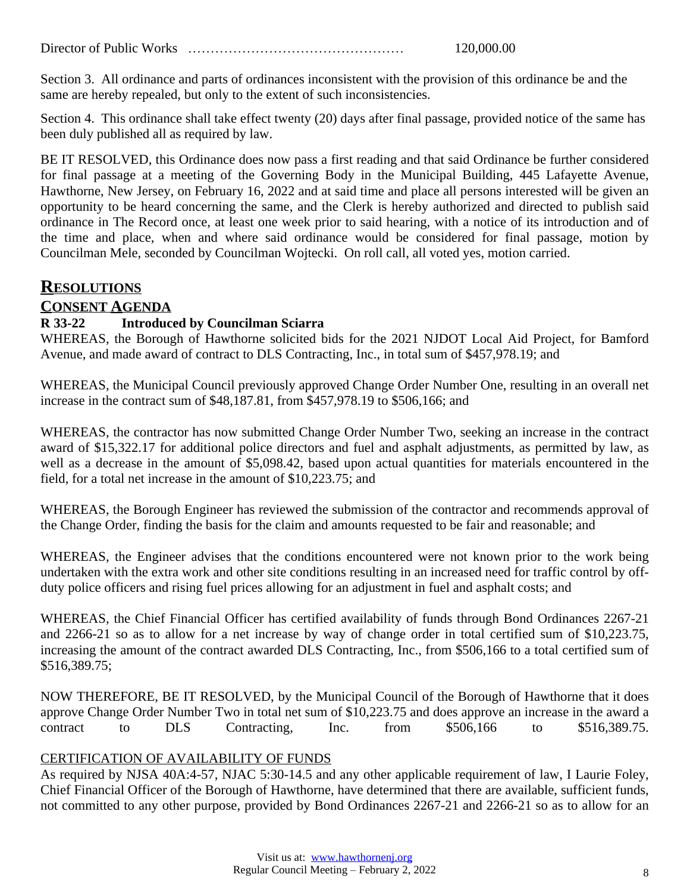Director of Public Works ………………………………………… 120,000.00

Section 3. All ordinance and parts of ordinances inconsistent with the provision of this ordinance be and the same are hereby repealed, but only to the extent of such inconsistencies.

Section 4. This ordinance shall take effect twenty (20) days after final passage, provided notice of the same has been duly published all as required by law.

BE IT RESOLVED, this Ordinance does now pass a first reading and that said Ordinance be further considered for final passage at a meeting of the Governing Body in the Municipal Building, 445 Lafayette Avenue, Hawthorne, New Jersey, on February 16, 2022 and at said time and place all persons interested will be given an opportunity to be heard concerning the same, and the Clerk is hereby authorized and directed to publish said ordinance in The Record once, at least one week prior to said hearing, with a notice of its introduction and of the time and place, when and where said ordinance would be considered for final passage, motion by Councilman Mele, seconded by Councilman Wojtecki. On roll call, all voted yes, motion carried.

## RESOLUTIONS

### CONSENT AGENDA

**R 33-22 Introduced by Councilman Sciarra**

WHEREAS, the Borough of Hawthorne solicited bids for the 2021 NJDOT Local Aid Project, for Bamford Avenue, and made award of contract to DLS Contracting, Inc., in total sum of $457,978.19; and

WHEREAS, the Municipal Council previously approved Change Order Number One, resulting in an overall net increase in the contract sum of $48,187.81, from $457,978.19 to $506,166; and

WHEREAS, the contractor has now submitted Change Order Number Two, seeking an increase in the contract award of $15,322.17 for additional police directors and fuel and asphalt adjustments, as permitted by law, as well as a decrease in the amount of $5,098.42, based upon actual quantities for materials encountered in the field, for a total net increase in the amount of $10,223.75; and

WHEREAS, the Borough Engineer has reviewed the submission of the contractor and recommends approval of the Change Order, finding the basis for the claim and amounts requested to be fair and reasonable; and

WHEREAS, the Engineer advises that the conditions encountered were not known prior to the work being undertaken with the extra work and other site conditions resulting in an increased need for traffic control by off-duty police officers and rising fuel prices allowing for an adjustment in fuel and asphalt costs; and

WHEREAS, the Chief Financial Officer has certified availability of funds through Bond Ordinances 2267-21 and 2266-21 so as to allow for a net increase by way of change order in total certified sum of $10,223.75, increasing the amount of the contract awarded DLS Contracting, Inc., from $506,166 to a total certified sum of $516,389.75;

NOW THEREFORE, BE IT RESOLVED, by the Municipal Council of the Borough of Hawthorne that it does approve Change Order Number Two in total net sum of $10,223.75 and does approve an increase in the award a contract to DLS Contracting, Inc. from $506,166 to $516,389.75.

CERTIFICATION OF AVAILABILITY OF FUNDS

As required by NJSA 40A:4-57, NJAC 5:30-14.5 and any other applicable requirement of law, I Laurie Foley, Chief Financial Officer of the Borough of Hawthorne, have determined that there are available, sufficient funds, not committed to any other purpose, provided by Bond Ordinances 2267-21 and 2266-21 so as to allow for an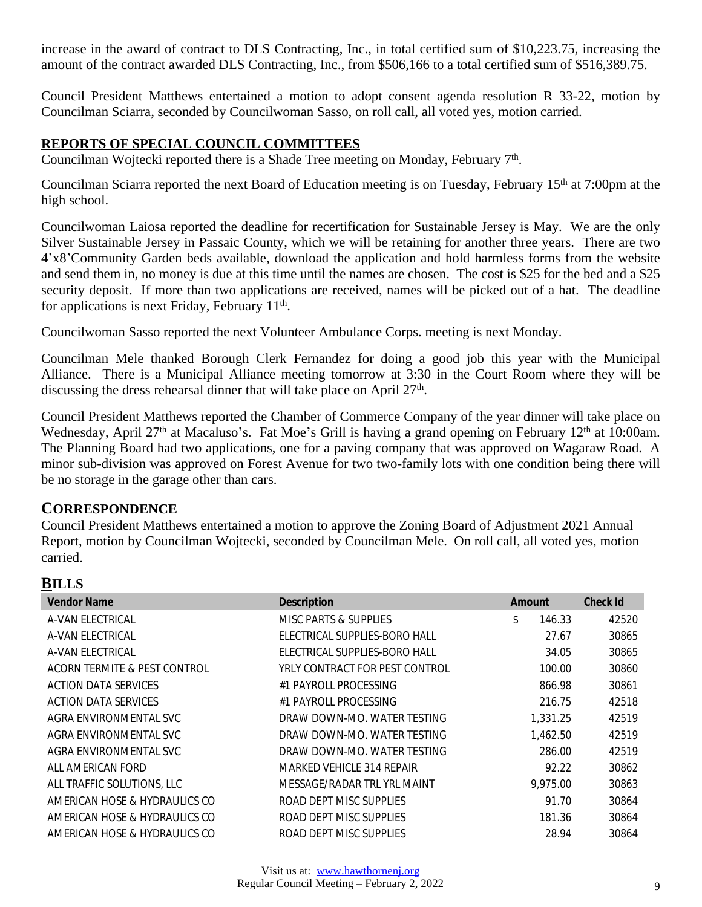increase in the award of contract to DLS Contracting, Inc., in total certified sum of $10,223.75, increasing the amount of the contract awarded DLS Contracting, Inc., from $506,166 to a total certified sum of $516,389.75.

Council President Matthews entertained a motion to adopt consent agenda resolution R 33-22, motion by Councilman Sciarra, seconded by Councilwoman Sasso, on roll call, all voted yes, motion carried.

## REPORTS OF SPECIAL COUNCIL COMMITTEES

Councilman Wojtecki reported there is a Shade Tree meeting on Monday, February 7th.

Councilman Sciarra reported the next Board of Education meeting is on Tuesday, February 15th at 7:00pm at the high school.

Councilwoman Laiosa reported the deadline for recertification for Sustainable Jersey is May. We are the only Silver Sustainable Jersey in Passaic County, which we will be retaining for another three years. There are two 4'x8'Community Garden beds available, download the application and hold harmless forms from the website and send them in, no money is due at this time until the names are chosen. The cost is $25 for the bed and a $25 security deposit. If more than two applications are received, names will be picked out of a hat. The deadline for applications is next Friday, February 11th.

Councilwoman Sasso reported the next Volunteer Ambulance Corps. meeting is next Monday.

Councilman Mele thanked Borough Clerk Fernandez for doing a good job this year with the Municipal Alliance. There is a Municipal Alliance meeting tomorrow at 3:30 in the Court Room where they will be discussing the dress rehearsal dinner that will take place on April 27th.

Council President Matthews reported the Chamber of Commerce Company of the year dinner will take place on Wednesday, April 27th at Macaluso's. Fat Moe's Grill is having a grand opening on February 12th at 10:00am. The Planning Board had two applications, one for a paving company that was approved on Wagaraw Road. A minor sub-division was approved on Forest Avenue for two two-family lots with one condition being there will be no storage in the garage other than cars.

## CORRESPONDENCE

Council President Matthews entertained a motion to approve the Zoning Board of Adjustment 2021 Annual Report, motion by Councilman Wojtecki, seconded by Councilman Mele. On roll call, all voted yes, motion carried.

## BILLS

| Vendor Name | Description | Amount | Check Id |
|---|---|---|---|
| A-VAN ELECTRICAL | MISC PARTS & SUPPLIES | $ 146.33 | 42520 |
| A-VAN ELECTRICAL | ELECTRICAL SUPPLIES-BORO HALL | 27.67 | 30865 |
| A-VAN ELECTRICAL | ELECTRICAL SUPPLIES-BORO HALL | 34.05 | 30865 |
| ACORN TERMITE & PEST CONTROL | YRLY CONTRACT FOR PEST CONTROL | 100.00 | 30860 |
| ACTION DATA SERVICES | #1 PAYROLL PROCESSING | 866.98 | 30861 |
| ACTION DATA SERVICES | #1 PAYROLL PROCESSING | 216.75 | 42518 |
| AGRA ENVIRONMENTAL SVC | DRAW DOWN-MO. WATER TESTING | 1,331.25 | 42519 |
| AGRA ENVIRONMENTAL SVC | DRAW DOWN-MO. WATER TESTING | 1,462.50 | 42519 |
| AGRA ENVIRONMENTAL SVC | DRAW DOWN-MO. WATER TESTING | 286.00 | 42519 |
| ALL AMERICAN FORD | MARKED VEHICLE 314 REPAIR | 92.22 | 30862 |
| ALL TRAFFIC SOLUTIONS, LLC | MESSAGE/RADAR TRL YRL MAINT | 9,975.00 | 30863 |
| AMERICAN HOSE & HYDRAULICS CO | ROAD DEPT MISC SUPPLIES | 91.70 | 30864 |
| AMERICAN HOSE & HYDRAULICS CO | ROAD DEPT MISC SUPPLIES | 181.36 | 30864 |
| AMERICAN HOSE & HYDRAULICS CO | ROAD DEPT MISC SUPPLIES | 28.94 | 30864 |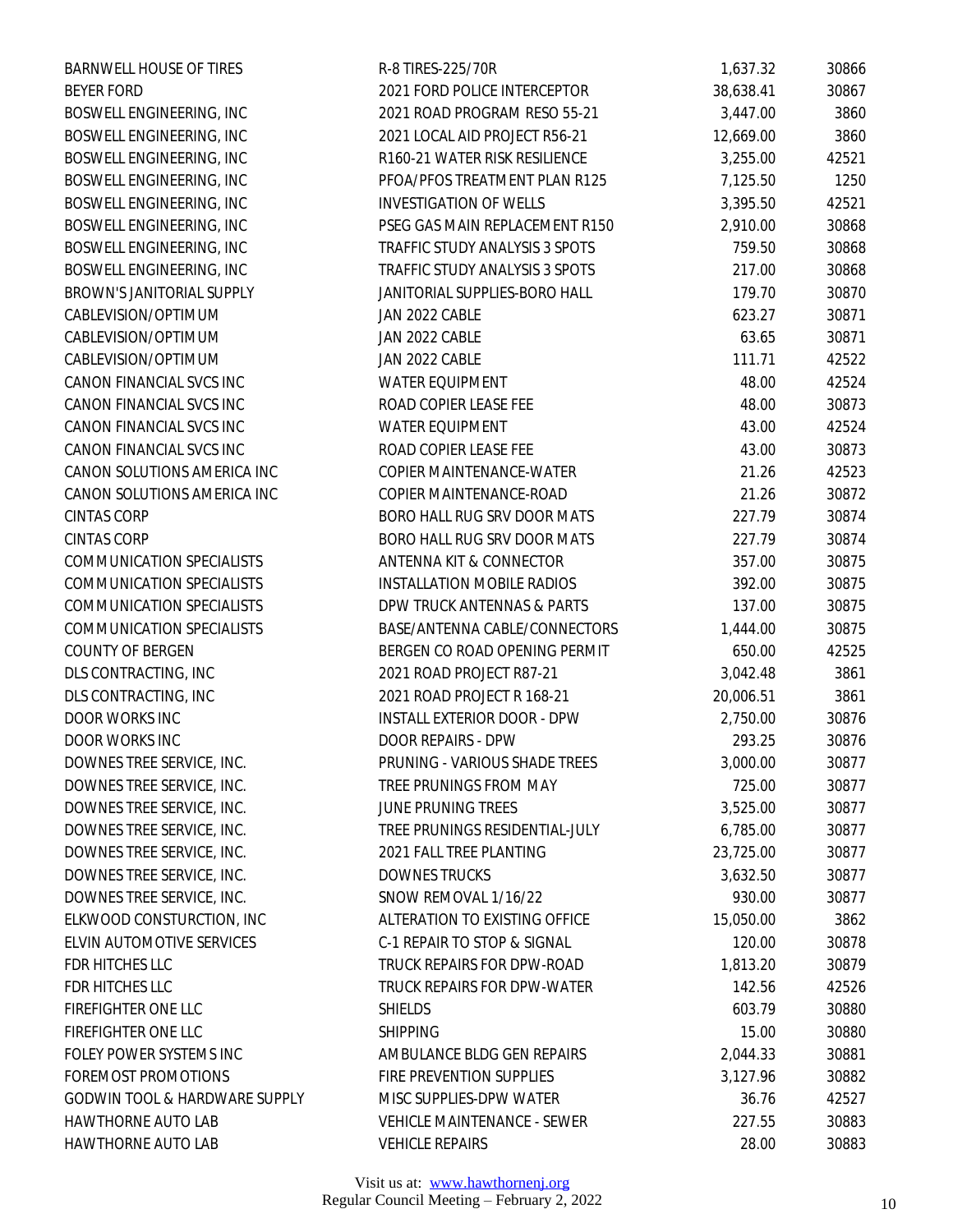| | | | |
|---|---|---|---|
| BARNWELL HOUSE OF TIRES | R-8 TIRES-225/70R | 1,637.32 | 30866 |
| BEYER FORD | 2021 FORD POLICE INTERCEPTOR | 38,638.41 | 30867 |
| BOSWELL ENGINEERING, INC | 2021 ROAD PROGRAM RESO 55-21 | 3,447.00 | 3860 |
| BOSWELL ENGINEERING, INC | 2021 LOCAL AID PROJECT R56-21 | 12,669.00 | 3860 |
| BOSWELL ENGINEERING, INC | R160-21 WATER RISK RESILIENCE | 3,255.00 | 42521 |
| BOSWELL ENGINEERING, INC | PFOA/PFOS TREATMENT PLAN R125 | 7,125.50 | 1250 |
| BOSWELL ENGINEERING, INC | INVESTIGATION OF WELLS | 3,395.50 | 42521 |
| BOSWELL ENGINEERING, INC | PSEG GAS MAIN REPLACEMENT R150 | 2,910.00 | 30868 |
| BOSWELL ENGINEERING, INC | TRAFFIC STUDY ANALYSIS 3 SPOTS | 759.50 | 30868 |
| BOSWELL ENGINEERING, INC | TRAFFIC STUDY ANALYSIS 3 SPOTS | 217.00 | 30868 |
| BROWN'S JANITORIAL SUPPLY | JANITORIAL SUPPLIES-BORO HALL | 179.70 | 30870 |
| CABLEVISION/OPTIMUM | JAN 2022 CABLE | 623.27 | 30871 |
| CABLEVISION/OPTIMUM | JAN 2022 CABLE | 63.65 | 30871 |
| CABLEVISION/OPTIMUM | JAN 2022 CABLE | 111.71 | 42522 |
| CANON FINANCIAL SVCS INC | WATER EQUIPMENT | 48.00 | 42524 |
| CANON FINANCIAL SVCS INC | ROAD COPIER LEASE FEE | 48.00 | 30873 |
| CANON FINANCIAL SVCS INC | WATER EQUIPMENT | 43.00 | 42524 |
| CANON FINANCIAL SVCS INC | ROAD COPIER LEASE FEE | 43.00 | 30873 |
| CANON SOLUTIONS AMERICA INC | COPIER MAINTENANCE-WATER | 21.26 | 42523 |
| CANON SOLUTIONS AMERICA INC | COPIER MAINTENANCE-ROAD | 21.26 | 30872 |
| CINTAS CORP | BORO HALL RUG SRV DOOR MATS | 227.79 | 30874 |
| CINTAS CORP | BORO HALL RUG SRV DOOR MATS | 227.79 | 30874 |
| COMMUNICATION SPECIALISTS | ANTENNA KIT & CONNECTOR | 357.00 | 30875 |
| COMMUNICATION SPECIALISTS | INSTALLATION MOBILE RADIOS | 392.00 | 30875 |
| COMMUNICATION SPECIALISTS | DPW TRUCK ANTENNAS & PARTS | 137.00 | 30875 |
| COMMUNICATION SPECIALISTS | BASE/ANTENNA CABLE/CONNECTORS | 1,444.00 | 30875 |
| COUNTY OF BERGEN | BERGEN CO ROAD OPENING PERMIT | 650.00 | 42525 |
| DLS CONTRACTING, INC | 2021 ROAD PROJECT R87-21 | 3,042.48 | 3861 |
| DLS CONTRACTING, INC | 2021 ROAD PROJECT R 168-21 | 20,006.51 | 3861 |
| DOOR WORKS INC | INSTALL EXTERIOR DOOR - DPW | 2,750.00 | 30876 |
| DOOR WORKS INC | DOOR REPAIRS - DPW | 293.25 | 30876 |
| DOWNES TREE SERVICE, INC. | PRUNING - VARIOUS SHADE TREES | 3,000.00 | 30877 |
| DOWNES TREE SERVICE, INC. | TREE PRUNINGS FROM MAY | 725.00 | 30877 |
| DOWNES TREE SERVICE, INC. | JUNE PRUNING TREES | 3,525.00 | 30877 |
| DOWNES TREE SERVICE, INC. | TREE PRUNINGS RESIDENTIAL-JULY | 6,785.00 | 30877 |
| DOWNES TREE SERVICE, INC. | 2021 FALL TREE PLANTING | 23,725.00 | 30877 |
| DOWNES TREE SERVICE, INC. | DOWNES TRUCKS | 3,632.50 | 30877 |
| DOWNES TREE SERVICE, INC. | SNOW REMOVAL 1/16/22 | 930.00 | 30877 |
| ELKWOOD CONSTURCTION, INC | ALTERATION TO EXISTING OFFICE | 15,050.00 | 3862 |
| ELVIN AUTOMOTIVE SERVICES | C-1 REPAIR TO STOP & SIGNAL | 120.00 | 30878 |
| FDR HITCHES LLC | TRUCK REPAIRS FOR DPW-ROAD | 1,813.20 | 30879 |
| FDR HITCHES LLC | TRUCK REPAIRS FOR DPW-WATER | 142.56 | 42526 |
| FIREFIGHTER ONE LLC | SHIELDS | 603.79 | 30880 |
| FIREFIGHTER ONE LLC | SHIPPING | 15.00 | 30880 |
| FOLEY POWER SYSTEMS INC | AMBULANCE BLDG GEN REPAIRS | 2,044.33 | 30881 |
| FOREMOST PROMOTIONS | FIRE PREVENTION SUPPLIES | 3,127.96 | 30882 |
| GODWIN TOOL & HARDWARE SUPPLY | MISC SUPPLIES-DPW WATER | 36.76 | 42527 |
| HAWTHORNE AUTO LAB | VEHICLE MAINTENANCE - SEWER | 227.55 | 30883 |
| HAWTHORNE AUTO LAB | VEHICLE REPAIRS | 28.00 | 30883 |

Visit us at: www.hawthornenj.org
Regular Council Meeting – February 2, 2022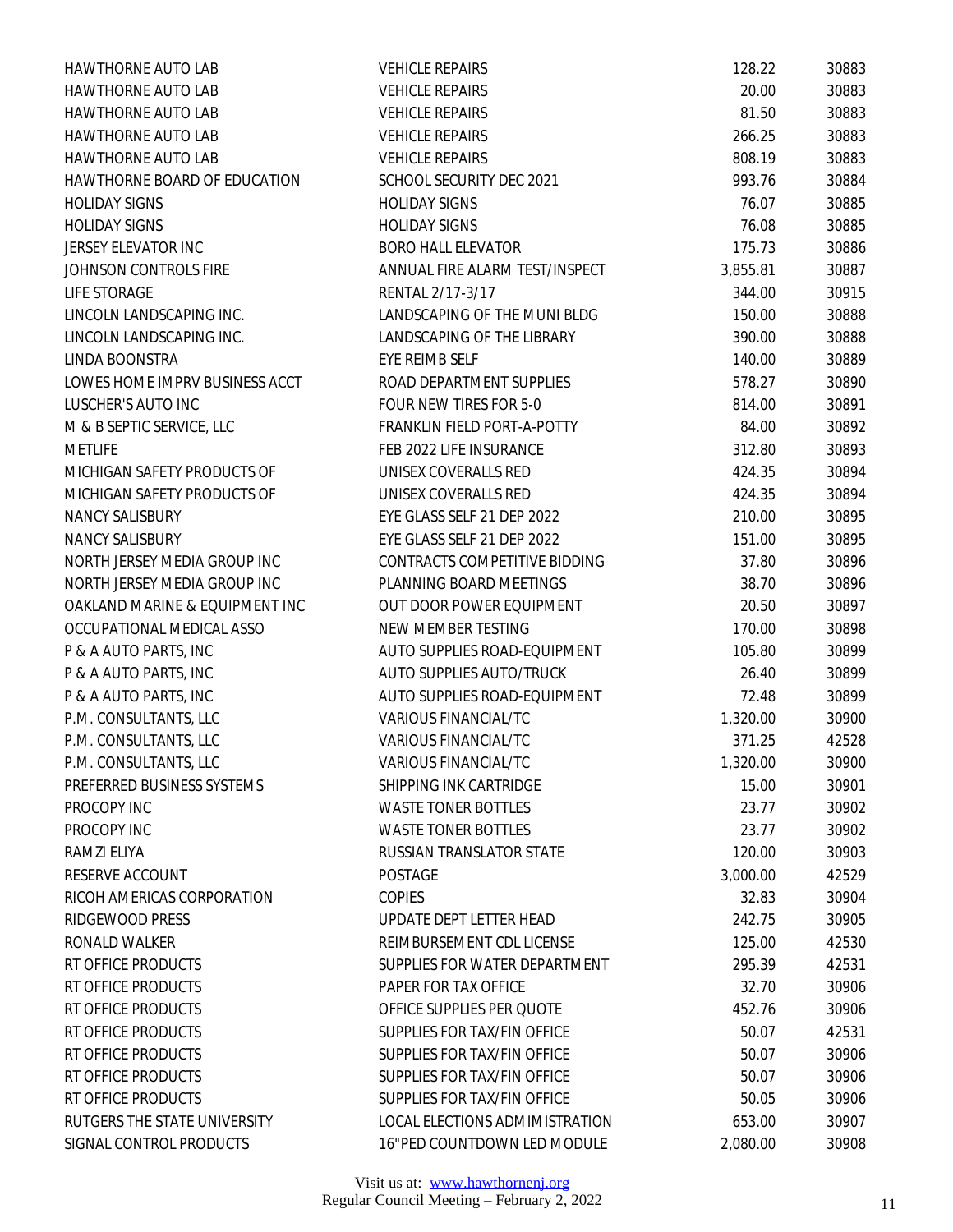| | | | |
|---|---|---|---|
| HAWTHORNE AUTO LAB | VEHICLE REPAIRS | 128.22 | 30883 |
| HAWTHORNE AUTO LAB | VEHICLE REPAIRS | 20.00 | 30883 |
| HAWTHORNE AUTO LAB | VEHICLE REPAIRS | 81.50 | 30883 |
| HAWTHORNE AUTO LAB | VEHICLE REPAIRS | 266.25 | 30883 |
| HAWTHORNE AUTO LAB | VEHICLE REPAIRS | 808.19 | 30883 |
| HAWTHORNE BOARD OF EDUCATION | SCHOOL SECURITY DEC 2021 | 993.76 | 30884 |
| HOLIDAY SIGNS | HOLIDAY SIGNS | 76.07 | 30885 |
| HOLIDAY SIGNS | HOLIDAY SIGNS | 76.08 | 30885 |
| JERSEY ELEVATOR INC | BORO HALL ELEVATOR | 175.73 | 30886 |
| JOHNSON CONTROLS FIRE | ANNUAL FIRE ALARM TEST/INSPECT | 3,855.81 | 30887 |
| LIFE STORAGE | RENTAL 2/17-3/17 | 344.00 | 30915 |
| LINCOLN LANDSCAPING INC. | LANDSCAPING OF THE MUNI BLDG | 150.00 | 30888 |
| LINCOLN LANDSCAPING INC. | LANDSCAPING OF THE LIBRARY | 390.00 | 30888 |
| LINDA BOONSTRA | EYE REIMB SELF | 140.00 | 30889 |
| LOWES HOME IMPRV BUSINESS ACCT | ROAD DEPARTMENT SUPPLIES | 578.27 | 30890 |
| LUSCHER'S AUTO INC | FOUR NEW TIRES FOR 5-0 | 814.00 | 30891 |
| M & B SEPTIC SERVICE, LLC | FRANKLIN FIELD PORT-A-POTTY | 84.00 | 30892 |
| METLIFE | FEB 2022 LIFE INSURANCE | 312.80 | 30893 |
| MICHIGAN SAFETY PRODUCTS OF | UNISEX COVERALLS RED | 424.35 | 30894 |
| MICHIGAN SAFETY PRODUCTS OF | UNISEX COVERALLS RED | 424.35 | 30894 |
| NANCY SALISBURY | EYE GLASS SELF 21 DEP 2022 | 210.00 | 30895 |
| NANCY SALISBURY | EYE GLASS SELF 21 DEP 2022 | 151.00 | 30895 |
| NORTH JERSEY MEDIA GROUP INC | CONTRACTS COMPETITIVE BIDDING | 37.80 | 30896 |
| NORTH JERSEY MEDIA GROUP INC | PLANNING BOARD MEETINGS | 38.70 | 30896 |
| OAKLAND MARINE & EQUIPMENT INC | OUT DOOR POWER EQUIPMENT | 20.50 | 30897 |
| OCCUPATIONAL MEDICAL ASSO | NEW MEMBER TESTING | 170.00 | 30898 |
| P & A AUTO PARTS, INC | AUTO SUPPLIES ROAD-EQUIPMENT | 105.80 | 30899 |
| P & A AUTO PARTS, INC | AUTO SUPPLIES AUTO/TRUCK | 26.40 | 30899 |
| P & A AUTO PARTS, INC | AUTO SUPPLIES ROAD-EQUIPMENT | 72.48 | 30899 |
| P.M. CONSULTANTS, LLC | VARIOUS FINANCIAL/TC | 1,320.00 | 30900 |
| P.M. CONSULTANTS, LLC | VARIOUS FINANCIAL/TC | 371.25 | 42528 |
| P.M. CONSULTANTS, LLC | VARIOUS FINANCIAL/TC | 1,320.00 | 30900 |
| PREFERRED BUSINESS SYSTEMS | SHIPPING INK CARTRIDGE | 15.00 | 30901 |
| PROCOPY INC | WASTE TONER BOTTLES | 23.77 | 30902 |
| PROCOPY INC | WASTE TONER BOTTLES | 23.77 | 30902 |
| RAMZI ELIYA | RUSSIAN TRANSLATOR STATE | 120.00 | 30903 |
| RESERVE ACCOUNT | POSTAGE | 3,000.00 | 42529 |
| RICOH AMERICAS CORPORATION | COPIES | 32.83 | 30904 |
| RIDGEWOOD PRESS | UPDATE DEPT LETTER HEAD | 242.75 | 30905 |
| RONALD WALKER | REIMBURSEMENT CDL LICENSE | 125.00 | 42530 |
| RT OFFICE PRODUCTS | SUPPLIES FOR WATER DEPARTMENT | 295.39 | 42531 |
| RT OFFICE PRODUCTS | PAPER FOR TAX OFFICE | 32.70 | 30906 |
| RT OFFICE PRODUCTS | OFFICE SUPPLIES PER QUOTE | 452.76 | 30906 |
| RT OFFICE PRODUCTS | SUPPLIES FOR TAX/FIN OFFICE | 50.07 | 42531 |
| RT OFFICE PRODUCTS | SUPPLIES FOR TAX/FIN OFFICE | 50.07 | 30906 |
| RT OFFICE PRODUCTS | SUPPLIES FOR TAX/FIN OFFICE | 50.07 | 30906 |
| RT OFFICE PRODUCTS | SUPPLIES FOR TAX/FIN OFFICE | 50.05 | 30906 |
| RUTGERS THE STATE UNIVERSITY | LOCAL ELECTIONS ADMIMISTRATION | 653.00 | 30907 |
| SIGNAL CONTROL PRODUCTS | 16"PED COUNTDOWN LED MODULE | 2,080.00 | 30908 |

Visit us at: www.hawthornenj.org
Regular Council Meeting – February 2, 2022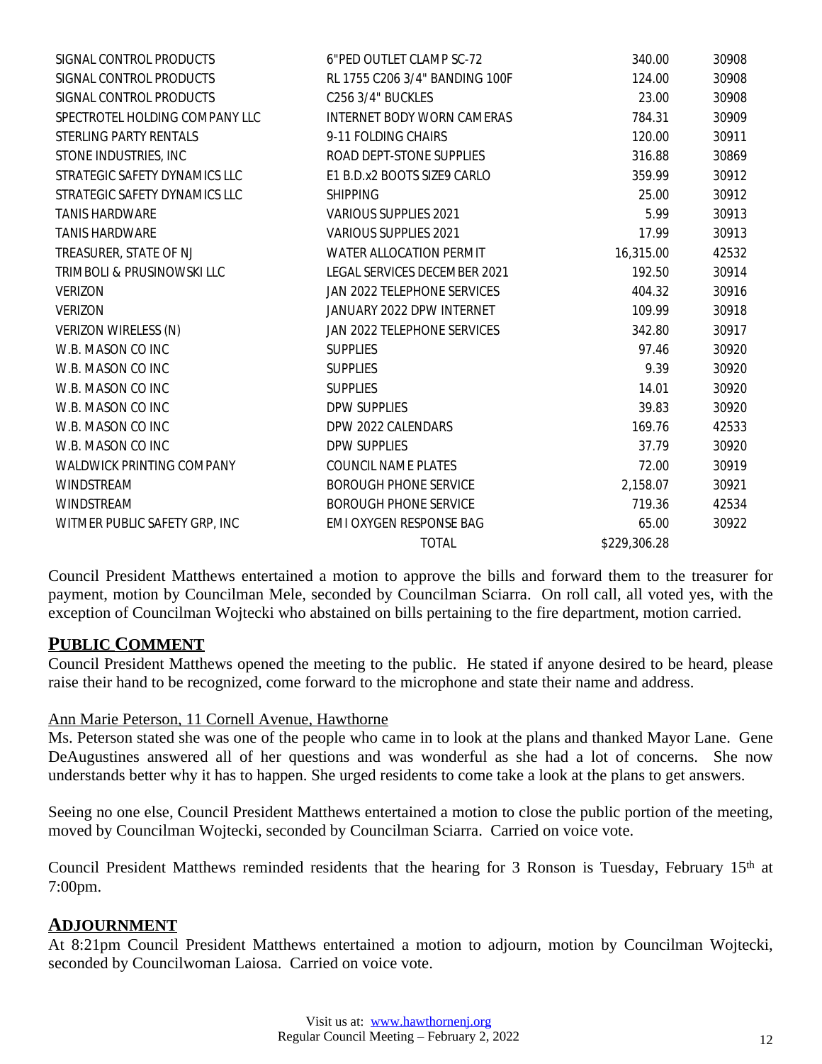| | | | |
|---|---|---|---|
| SIGNAL CONTROL PRODUCTS | 6"PED OUTLET CLAMP SC-72 | 340.00 | 30908 |
| SIGNAL CONTROL PRODUCTS | RL 1755 C206 3/4" BANDING 100F | 124.00 | 30908 |
| SIGNAL CONTROL PRODUCTS | C256 3/4" BUCKLES | 23.00 | 30908 |
| SPECTROTEL HOLDING COMPANY LLC | INTERNET BODY WORN CAMERAS | 784.31 | 30909 |
| STERLING PARTY RENTALS | 9-11 FOLDING CHAIRS | 120.00 | 30911 |
| STONE INDUSTRIES, INC | ROAD DEPT-STONE SUPPLIES | 316.88 | 30869 |
| STRATEGIC SAFETY DYNAMICS LLC | E1 B.D.x2 BOOTS SIZE9 CARLO | 359.99 | 30912 |
| STRATEGIC SAFETY DYNAMICS LLC | SHIPPING | 25.00 | 30912 |
| TANIS HARDWARE | VARIOUS SUPPLIES 2021 | 5.99 | 30913 |
| TANIS HARDWARE | VARIOUS SUPPLIES 2021 | 17.99 | 30913 |
| TREASURER, STATE OF NJ | WATER ALLOCATION PERMIT | 16,315.00 | 42532 |
| TRIMBOLI & PRUSINOWSKI LLC | LEGAL SERVICES DECEMBER 2021 | 192.50 | 30914 |
| VERIZON | JAN 2022 TELEPHONE SERVICES | 404.32 | 30916 |
| VERIZON | JANUARY 2022 DPW INTERNET | 109.99 | 30918 |
| VERIZON WIRELESS (N) | JAN 2022 TELEPHONE SERVICES | 342.80 | 30917 |
| W.B. MASON CO INC | SUPPLIES | 97.46 | 30920 |
| W.B. MASON CO INC | SUPPLIES | 9.39 | 30920 |
| W.B. MASON CO INC | SUPPLIES | 14.01 | 30920 |
| W.B. MASON CO INC | DPW SUPPLIES | 39.83 | 30920 |
| W.B. MASON CO INC | DPW 2022 CALENDARS | 169.76 | 42533 |
| W.B. MASON CO INC | DPW SUPPLIES | 37.79 | 30920 |
| WALDWICK PRINTING COMPANY | COUNCIL NAME PLATES | 72.00 | 30919 |
| WINDSTREAM | BOROUGH PHONE SERVICE | 2,158.07 | 30921 |
| WINDSTREAM | BOROUGH PHONE SERVICE | 719.36 | 42534 |
| WITMER PUBLIC SAFETY GRP, INC | EMI OXYGEN RESPONSE BAG | 65.00 | 30922 |
| | TOTAL | $229,306.28 | |

Council President Matthews entertained a motion to approve the bills and forward them to the treasurer for payment, motion by Councilman Mele, seconded by Councilman Sciarra. On roll call, all voted yes, with the exception of Councilman Wojtecki who abstained on bills pertaining to the fire department, motion carried.

## PUBLIC COMMENT

Council President Matthews opened the meeting to the public. He stated if anyone desired to be heard, please raise their hand to be recognized, come forward to the microphone and state their name and address.

Ann Marie Peterson, 11 Cornell Avenue, Hawthorne

Ms. Peterson stated she was one of the people who came in to look at the plans and thanked Mayor Lane. Gene DeAugustines answered all of her questions and was wonderful as she had a lot of concerns. She now understands better why it has to happen. She urged residents to come take a look at the plans to get answers.

Seeing no one else, Council President Matthews entertained a motion to close the public portion of the meeting, moved by Councilman Wojtecki, seconded by Councilman Sciarra. Carried on voice vote.

Council President Matthews reminded residents that the hearing for 3 Ronson is Tuesday, February 15th at 7:00pm.

## ADJOURNMENT

At 8:21pm Council President Matthews entertained a motion to adjourn, motion by Councilman Wojtecki, seconded by Councilwoman Laiosa. Carried on voice vote.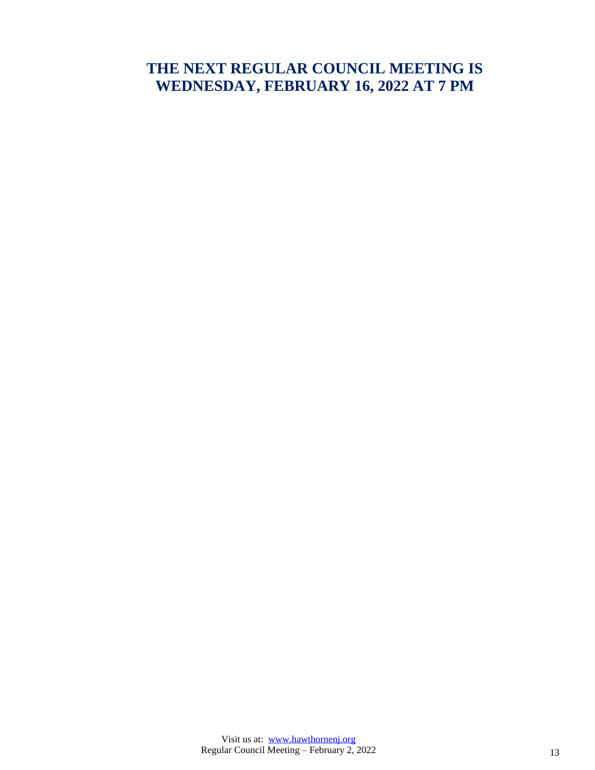# THE NEXT REGULAR COUNCIL MEETING IS WEDNESDAY, FEBRUARY 16, 2022 AT 7 PM